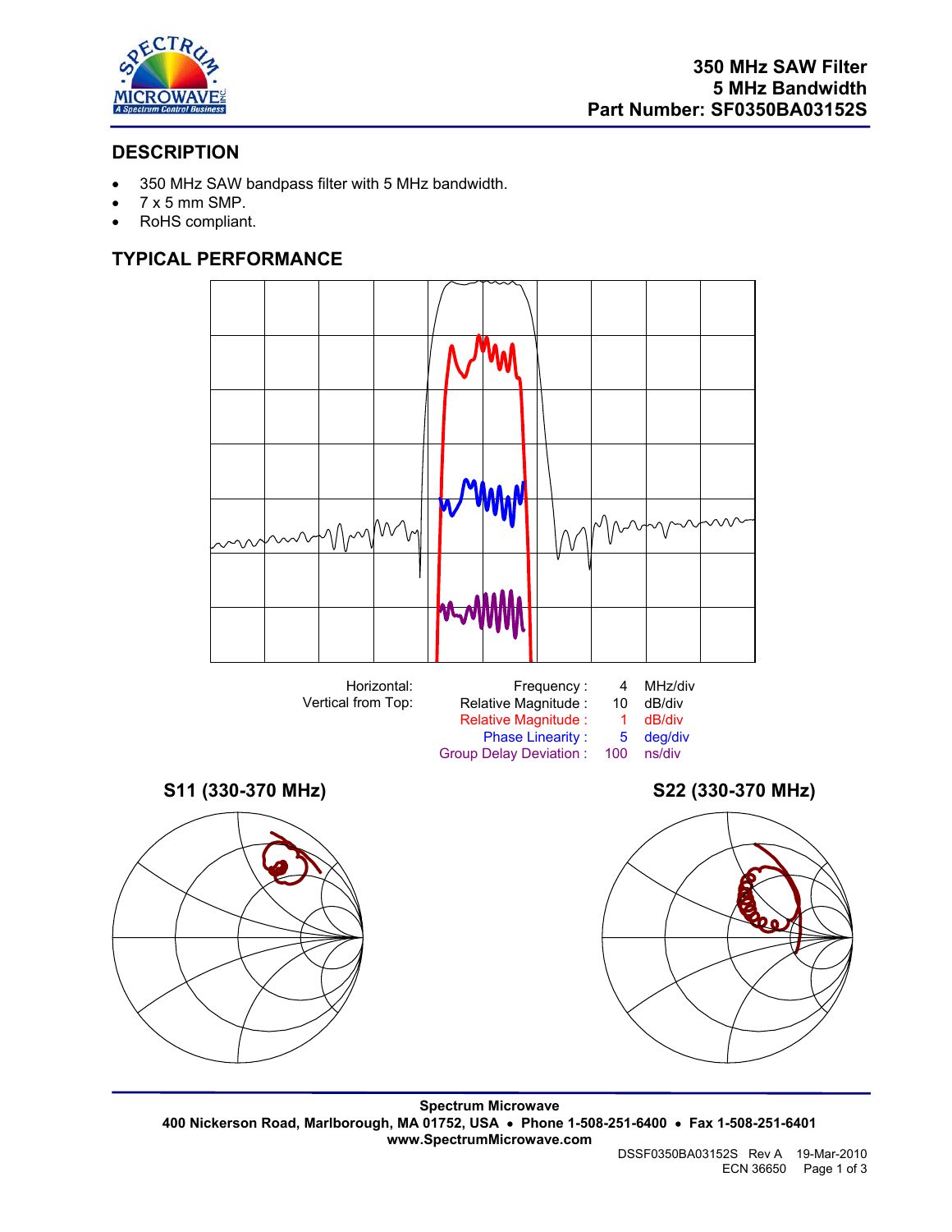**350 MHz SAW Filter**
**5 MHz Bandwidth**
**Part Number: SF0350BA03152S**

## DESCRIPTION

- 350 MHz SAW bandpass filter with 5 MHz bandwidth.
- 7 x 5 mm SMP.
- RoHS compliant.

## TYPICAL PERFORMANCE

| | | | |
|---|---|---|---|
| Horizontal: | Frequency : | 4 | MHz/div |
| Vertical from Top: | Relative Magnitude : | 10 | dB/div |
| | Relative Magnitude : | 1 | dB/div |
| | Phase Linearity : | 5 | deg/div |
| | Group Delay Deviation : | 100 | ns/div |

**S11 (330-370 MHz)**

**S22 (330-370 MHz)**

**Spectrum Microwave**
**400 Nickerson Road, Marlborough, MA 01752, USA • Phone 1-508-251-6400 • Fax 1-508-251-6401**
**www.SpectrumMicrowave.com**

DSSF0350BA03152S Rev A 19-Mar-2010
ECN 36650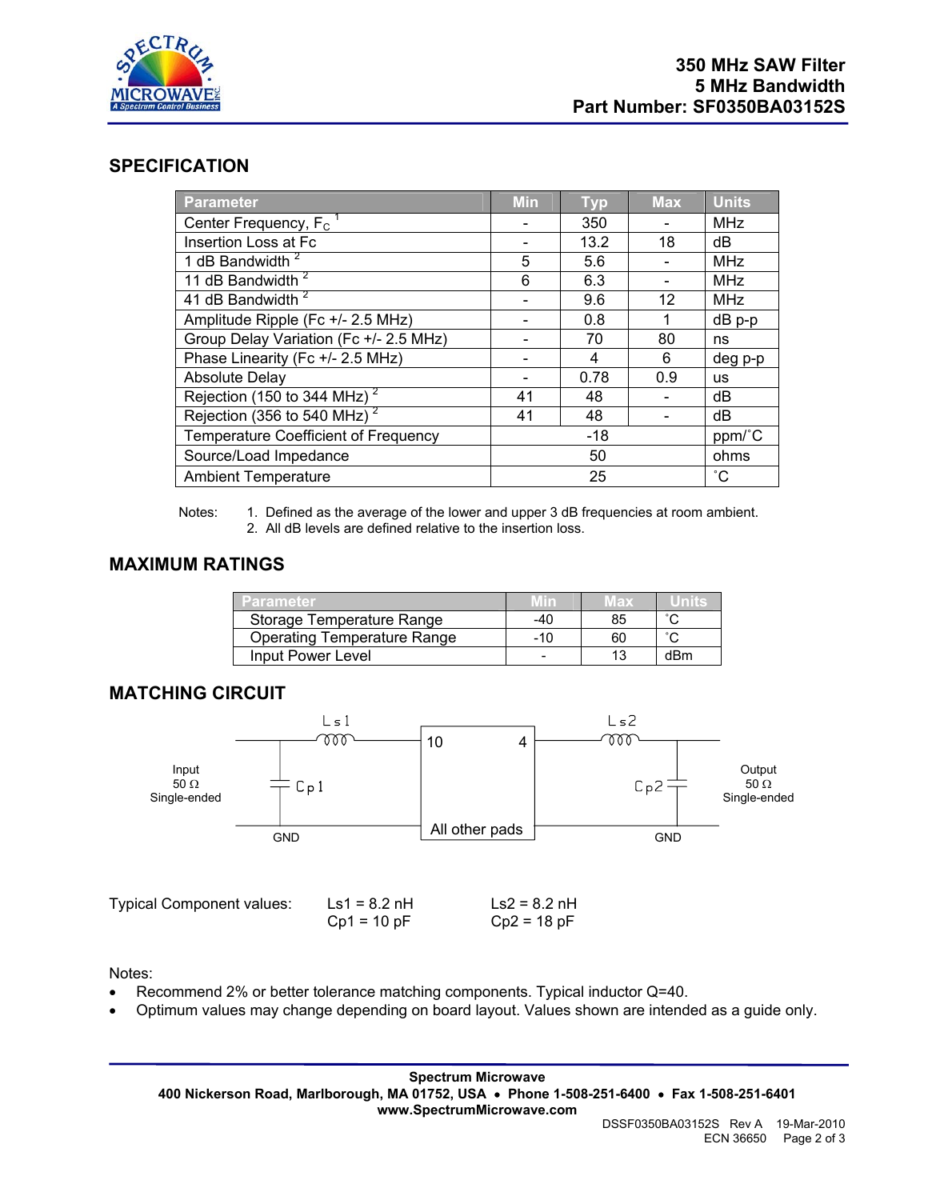## SPECIFICATION

| Parameter | Min | Typ | Max | Units |
|---|---|---|---|---|
| Center Frequency, $F_C$ [1] | - | 350 | - | MHz |
| Insertion Loss at Fc | - | 13.2 | 18 | dB |
| 1 dB Bandwidth [2] | 5 | 5.6 | - | MHz |
| 11 dB Bandwidth [2] | 6 | 6.3 | - | MHz |
| 41 dB Bandwidth [2] | - | 9.6 | 12 | MHz |
| Amplitude Ripple (Fc +/- 2.5 MHz) | - | 0.8 | 1 | dB p-p |
| Group Delay Variation (Fc +/- 2.5 MHz) | - | 70 | 80 | ns |
| Phase Linearity (Fc +/- 2.5 MHz) | - | 4 | 6 | deg p-p |
| Absolute Delay | - | 0.78 | 0.9 | us |
| Rejection (150 to 344 MHz) [2] | 41 | 48 | - | dB |
| Rejection (356 to 540 MHz) [2] | 41 | 48 | - | dB |
| Temperature Coefficient of Frequency | | -18 | | ppm/˚C |
| Source/Load Impedance | | 50 | | ohms |
| Ambient Temperature | | 25 | | ˚C |

Notes:
1. Defined as the average of the lower and upper 3 dB frequencies at room ambient.
2. All dB levels are defined relative to the insertion loss.

## MAXIMUM RATINGS

| Parameter | Min | Max | Units |
|---|---|---|---|
| Storage Temperature Range | -40 | 85 | ˚C |
| Operating Temperature Range | -10 | 60 | ˚C |
| Input Power Level | - | 13 | dBm |

## MATCHING CIRCUIT

Input 50 Ω Single-ended — Cp1 — Ls1 — 10 [Filter] 4 — Ls2 — Cp2 — Output 50 Ω Single-ended

GND — All other pads — GND

Typical Component values:

| | |
|---|---|
| Ls1 = 8.2 nH | Ls2 = 8.2 nH |
| Cp1 = 10 pF | Cp2 = 18 pF |

Notes:
- Recommend 2% or better tolerance matching components. Typical inductor Q=40.
- Optimum values may change depending on board layout. Values shown are intended as a guide only.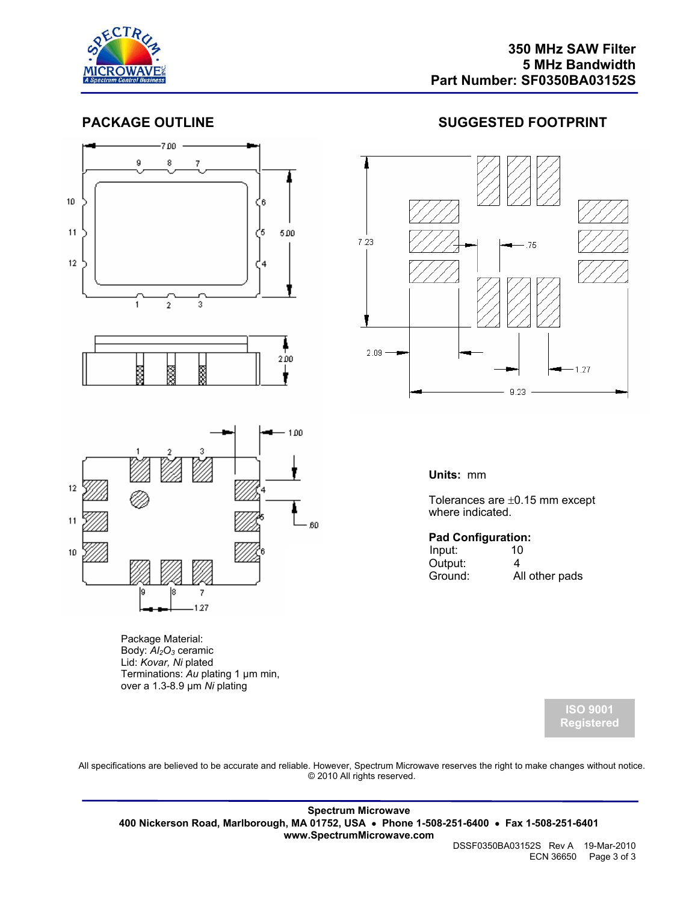## PACKAGE OUTLINE

7.00

9 8 7

10 6

11 5 5.00

12 4

1 2 3

2.00

1.00

1 2 3

12 4

11 5 .60

10 6

9 8 7

1.27

Package Material:
Body: $Al_2O_3$ ceramic
Lid: *Kovar, Ni* plated
Terminations: *Au* plating 1 µm min, over a 1.3-8.9 µm *Ni* plating

## SUGGESTED FOOTPRINT

7.23

.75

2.09

1.27

9.23

**Units:** mm

Tolerances are ±0.15 mm except where indicated.

**Pad Configuration:**

Input: 10
Output: 4
Ground: All other pads

ISO 9001 Registered

All specifications are believed to be accurate and reliable. However, Spectrum Microwave reserves the right to make changes without notice.
© 2010 All rights reserved.

**Spectrum Microwave**
**400 Nickerson Road, Marlborough, MA 01752, USA • Phone 1-508-251-6400 • Fax 1-508-251-6401**
**www.SpectrumMicrowave.com**

DSSF0350BA03152S Rev A 19-Mar-2010
ECN 36650